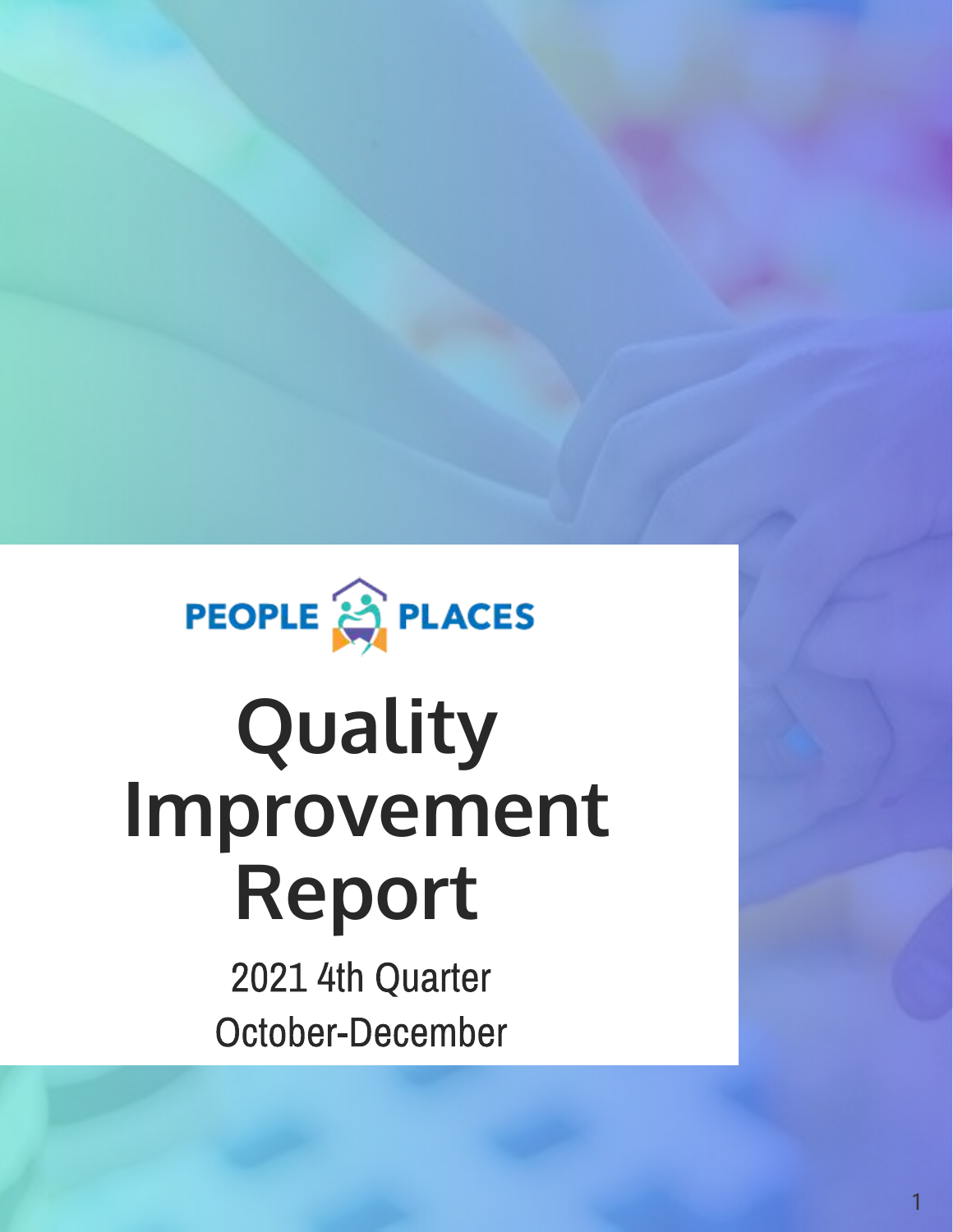PEOPLE PLACES

# Quality Improvement Report

2021 4th Quarter

October-December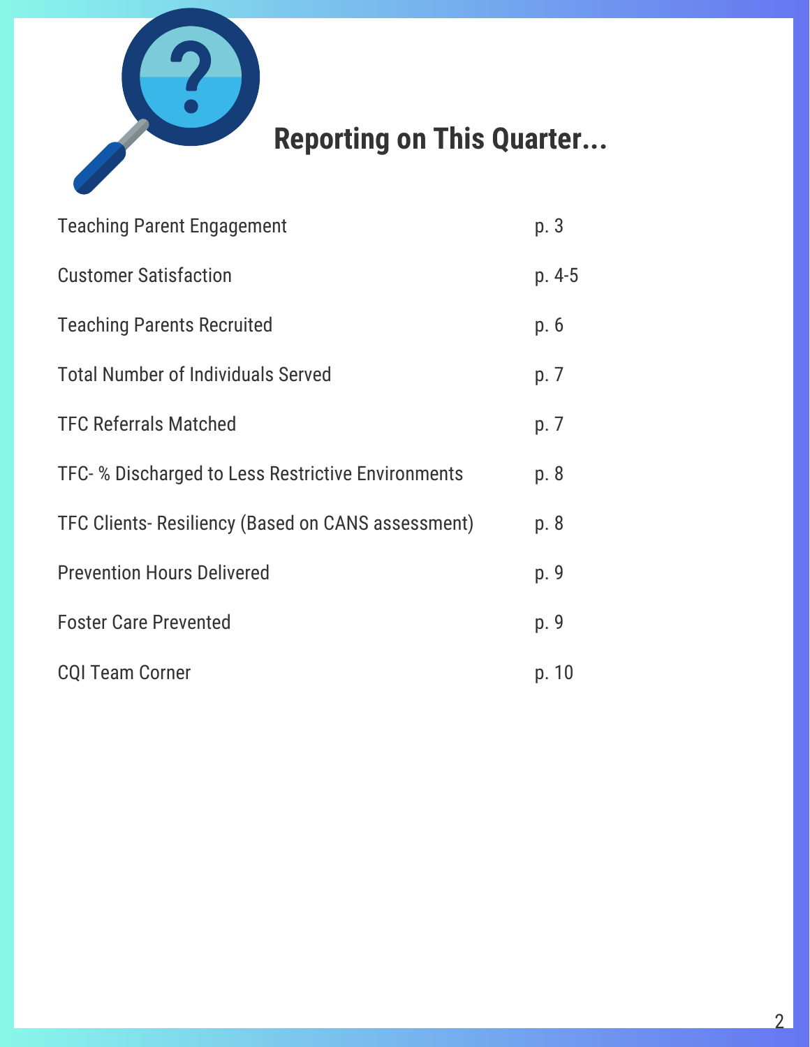# Reporting on This Quarter...

| | |
|---|---|
| Teaching Parent Engagement | p. 3 |
| Customer Satisfaction | p. 4-5 |
| Teaching Parents Recruited | p. 6 |
| Total Number of Individuals Served | p. 7 |
| TFC Referrals Matched | p. 7 |
| TFC- % Discharged to Less Restrictive Environments | p. 8 |
| TFC Clients- Resiliency (Based on CANS assessment) | p. 8 |
| Prevention Hours Delivered | p. 9 |
| Foster Care Prevented | p. 9 |
| CQI Team Corner | p. 10 |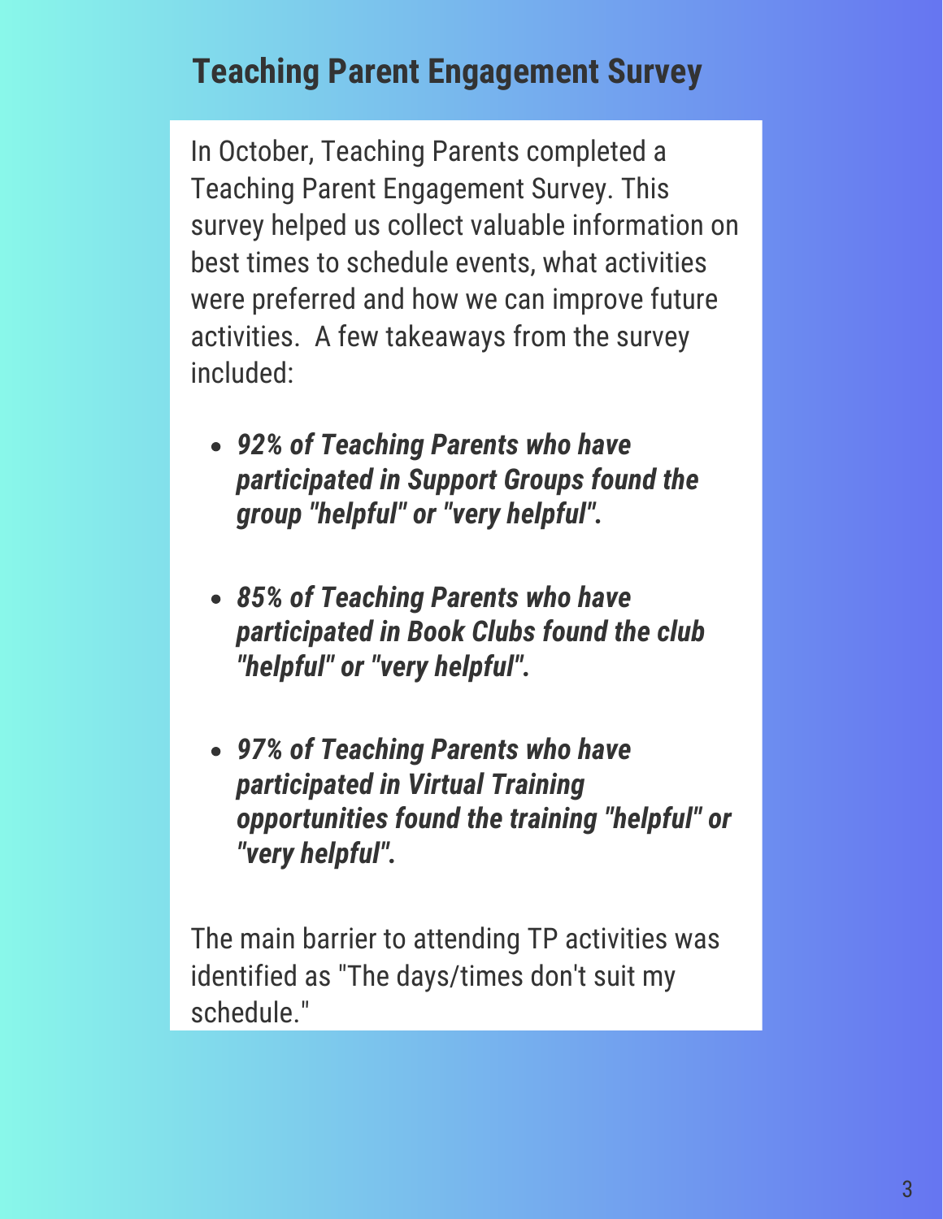# Teaching Parent Engagement Survey

In October, Teaching Parents completed a Teaching Parent Engagement Survey. This survey helped us collect valuable information on best times to schedule events, what activities were preferred and how we can improve future activities.  A few takeaways from the survey included:

- ***92% of Teaching Parents who have participated in Support Groups found the group "helpful" or "very helpful".***
- ***85% of Teaching Parents who have participated in Book Clubs found the club "helpful" or "very helpful".***
- ***97% of Teaching Parents who have participated in Virtual Training opportunities found the training "helpful" or "very helpful".***

The main barrier to attending TP activities was identified as "The days/times don't suit my schedule."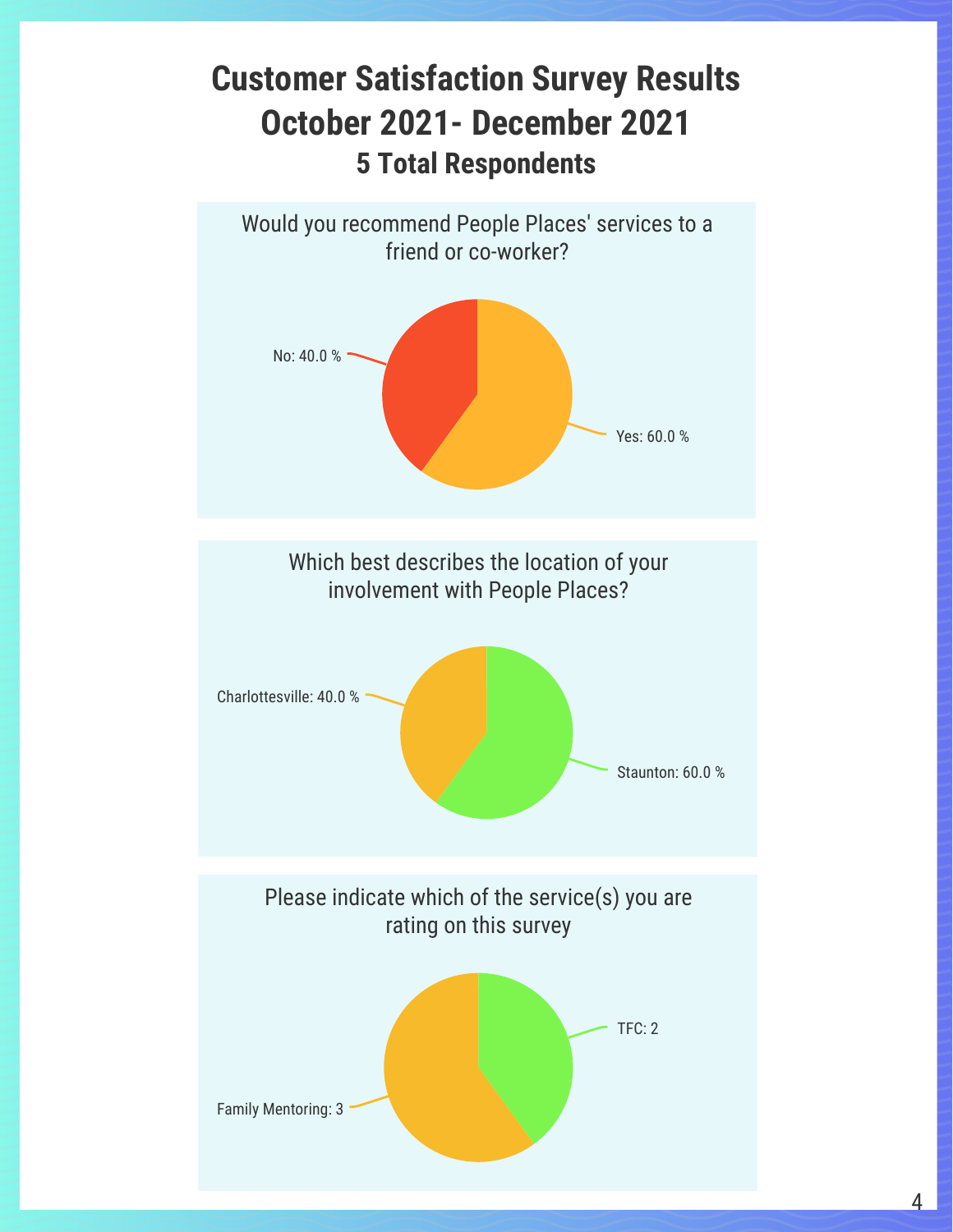# Customer Satisfaction Survey Results
# October 2021- December 2021
## 5 Total Respondents

Would you recommend People Places' services to a friend or co-worker?

No: 40.0 %

Yes: 60.0 %

Which best describes the location of your involvement with People Places?

Charlottesville: 40.0 %

Staunton: 60.0 %

Please indicate which of the service(s) you are rating on this survey

TFC: 2

Family Mentoring: 3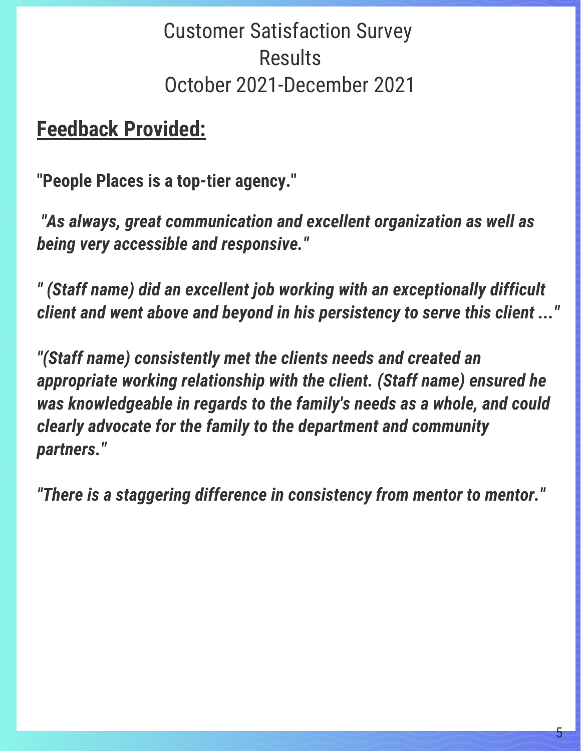# Customer Satisfaction Survey Results
# October 2021-December 2021

## Feedback Provided:

**"People Places is a top-tier agency."**

***"As always, great communication and excellent organization as well as being very accessible and responsive."***

***" (Staff name) did an excellent job working with an exceptionally difficult client and went above and beyond in his persistency to serve this client ..."***

***"(Staff name) consistently met the clients needs and created an appropriate working relationship with the client. (Staff name) ensured he was knowledgeable in regards to the family's needs as a whole, and could clearly advocate for the family to the department and community partners."***

***"There is a staggering difference in consistency from mentor to mentor."***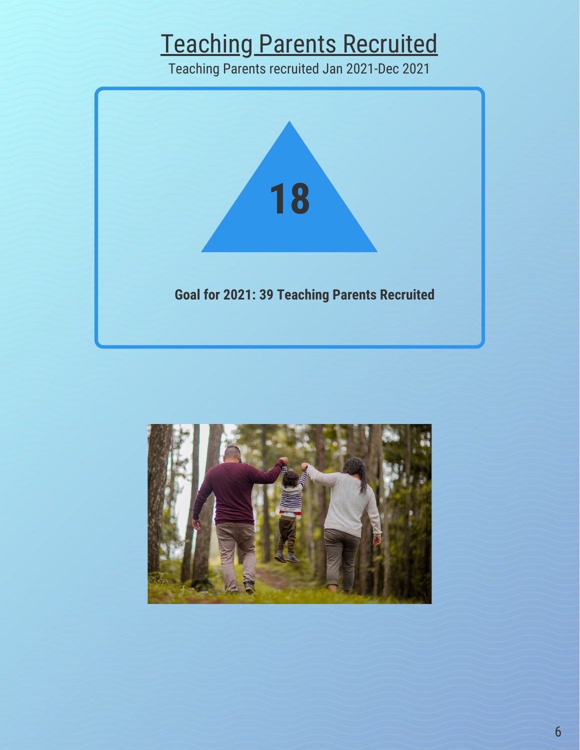# Teaching Parents Recruited

Teaching Parents recruited Jan 2021-Dec 2021

**18**

**Goal for 2021: 39 Teaching Parents Recruited**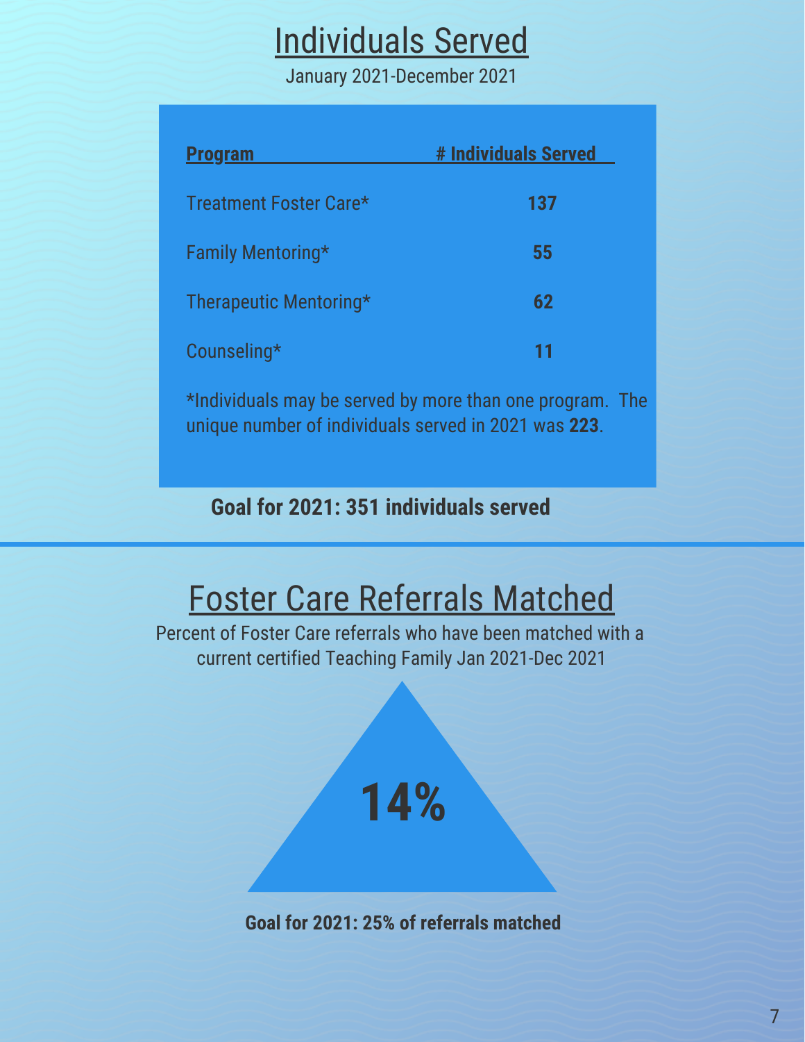# Individuals Served

January 2021-December 2021

| Program | # Individuals Served |
|---|---|
| Treatment Foster Care* | **137** |
| Family Mentoring* | **55** |
| Therapeutic Mentoring* | **62** |
| Counseling* | **11** |

*Individuals may be served by more than one program. The unique number of individuals served in 2021 was **223**.

**Goal for 2021: 351 individuals served**

# Foster Care Referrals Matched

Percent of Foster Care referrals who have been matched with a current certified Teaching Family Jan 2021-Dec 2021

**14%**

**Goal for 2021: 25% of referrals matched**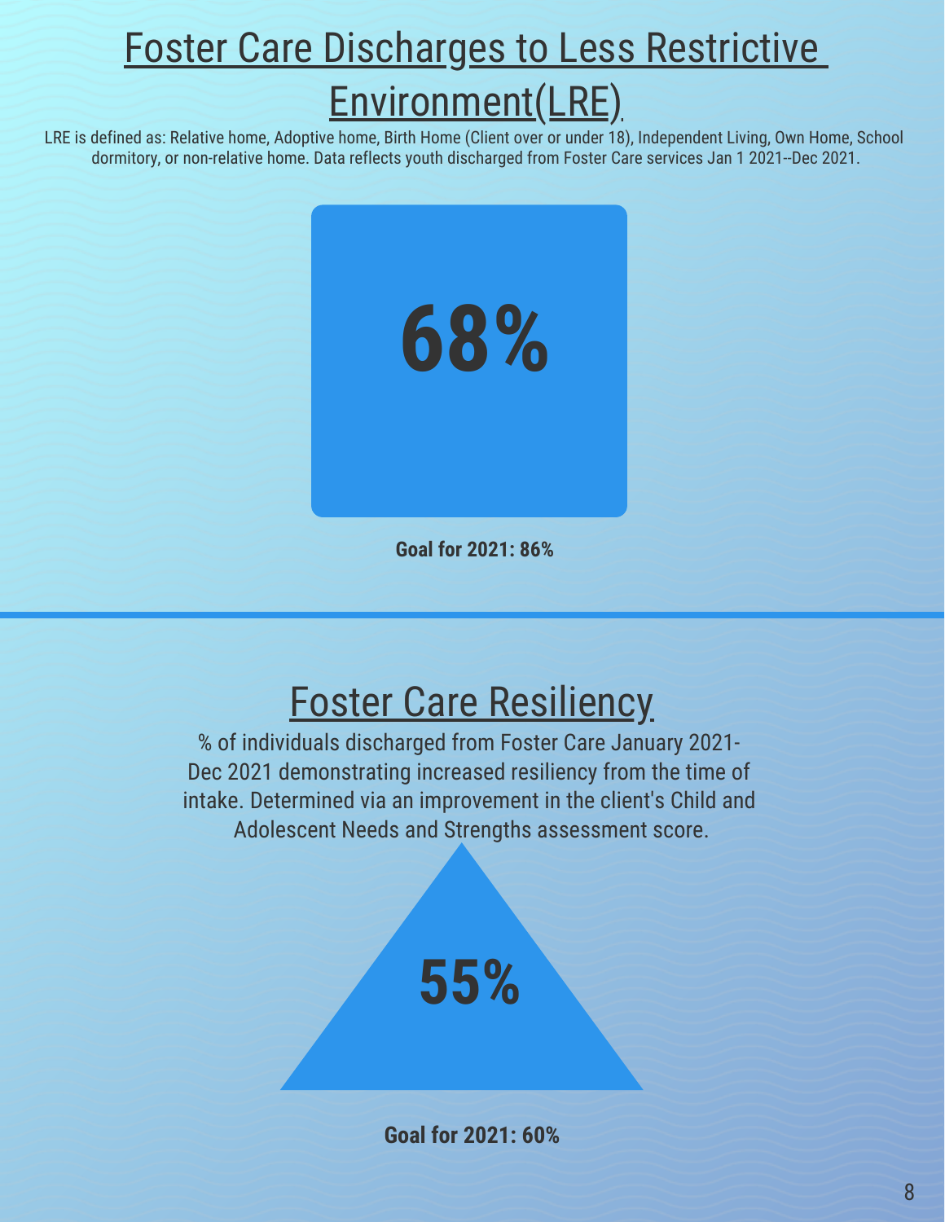# Foster Care Discharges to Less Restrictive Environment(LRE)

LRE is defined as: Relative home, Adoptive home, Birth Home (Client over or under 18), Independent Living, Own Home, School dormitory, or non-relative home. Data reflects youth discharged from Foster Care services Jan 1 2021--Dec 2021.

**68%**

**Goal for 2021: 86%**

---

# Foster Care Resiliency

% of individuals discharged from Foster Care January 2021-Dec 2021 demonstrating increased resiliency from the time of intake. Determined via an improvement in the client's Child and Adolescent Needs and Strengths assessment score.

**55%**

**Goal for 2021: 60%**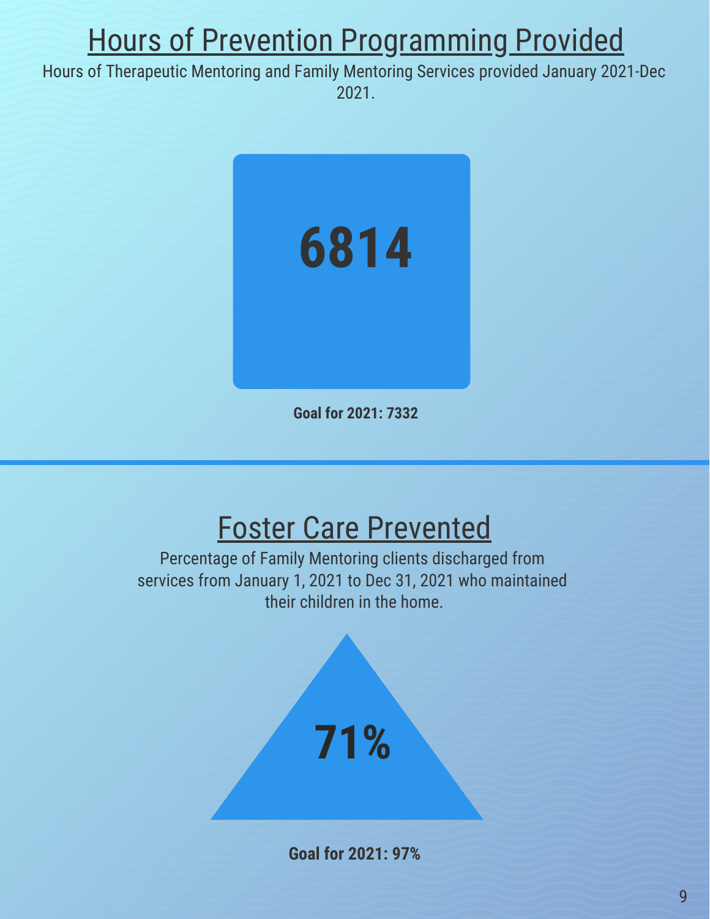# Hours of Prevention Programming Provided

Hours of Therapeutic Mentoring and Family Mentoring Services provided January 2021-Dec 2021.

**6814**

**Goal for 2021: 7332**

# Foster Care Prevented

Percentage of Family Mentoring clients discharged from services from January 1, 2021 to Dec 31, 2021 who maintained their children in the home.

**71%**

**Goal for 2021: 97%**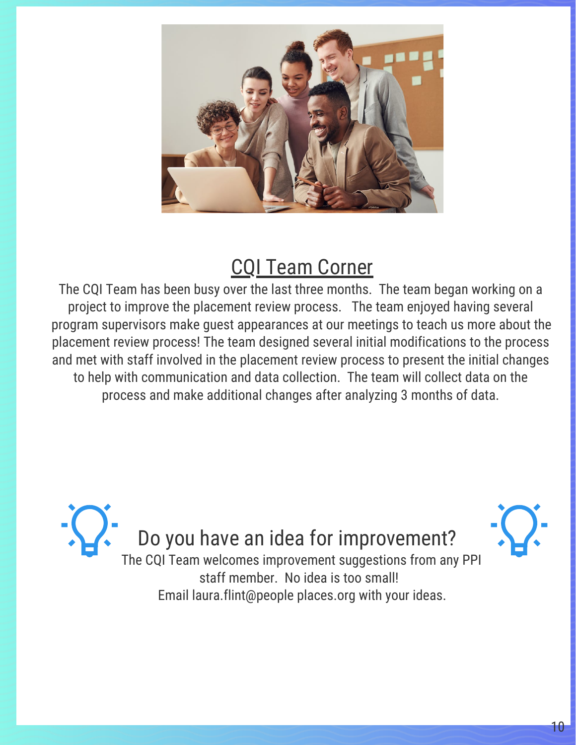## CQI Team Corner

The CQI Team has been busy over the last three months. The team began working on a project to improve the placement review process. The team enjoyed having several program supervisors make guest appearances at our meetings to teach us more about the placement review process! The team designed several initial modifications to the process and met with staff involved in the placement review process to present the initial changes to help with communication and data collection. The team will collect data on the process and make additional changes after analyzing 3 months of data.

### Do you have an idea for improvement?

The CQI Team welcomes improvement suggestions from any PPI staff member. No idea is too small!
Email laura.flint@people places.org with your ideas.